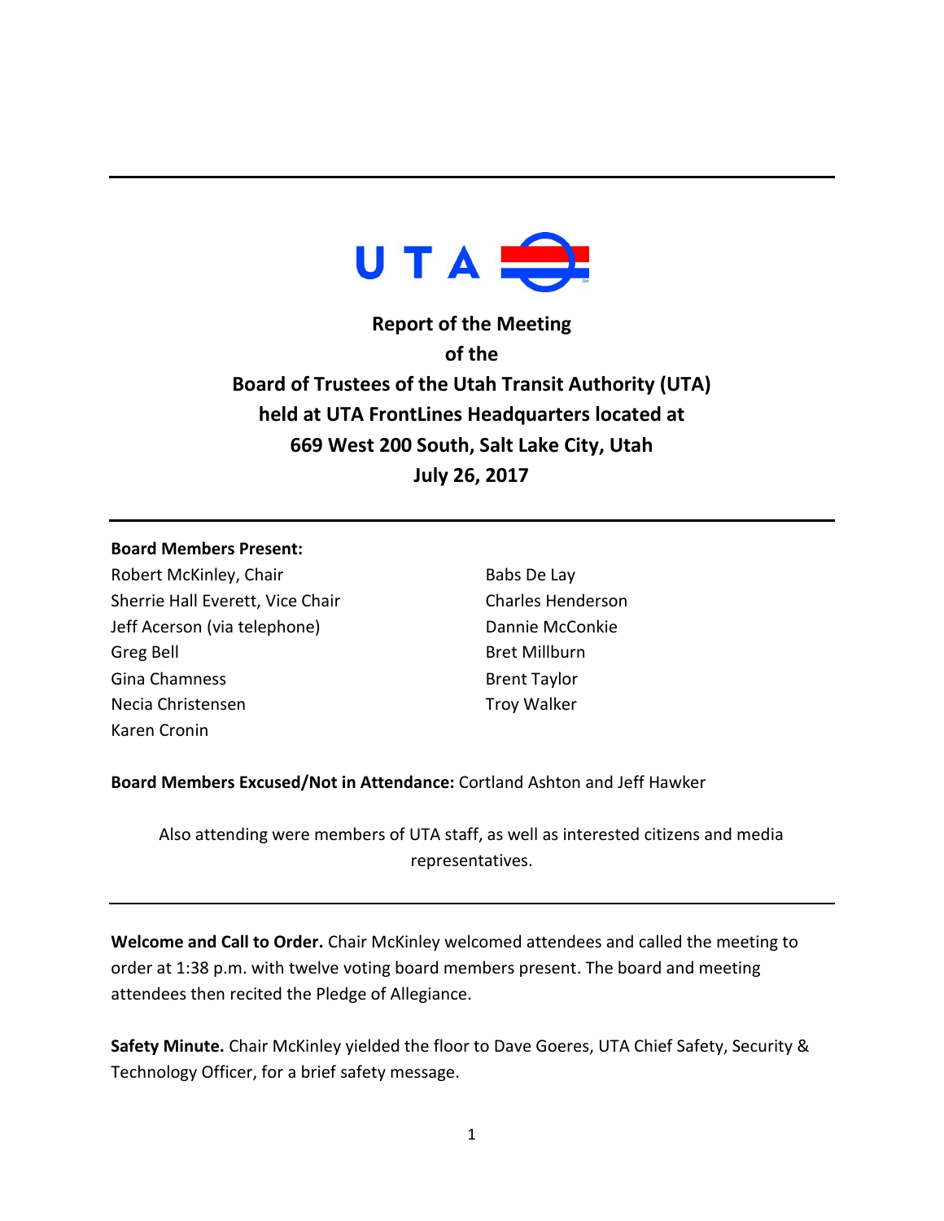UTA

# Report of the Meeting of the Board of Trustees of the Utah Transit Authority (UTA) held at UTA FrontLines Headquarters located at 669 West 200 South, Salt Lake City, Utah July 26, 2017

---

**Board Members Present:**

Robert McKinley, Chair
Sherrie Hall Everett, Vice Chair
Jeff Acerson (via telephone)
Greg Bell
Gina Chamness
Necia Christensen
Karen Cronin
Babs De Lay
Charles Henderson
Dannie McConkie
Bret Millburn
Brent Taylor
Troy Walker

**Board Members Excused/Not in Attendance:** Cortland Ashton and Jeff Hawker

Also attending were members of UTA staff, as well as interested citizens and media representatives.

---

**Welcome and Call to Order.** Chair McKinley welcomed attendees and called the meeting to order at 1:38 p.m. with twelve voting board members present. The board and meeting attendees then recited the Pledge of Allegiance.

**Safety Minute.** Chair McKinley yielded the floor to Dave Goeres, UTA Chief Safety, Security & Technology Officer, for a brief safety message.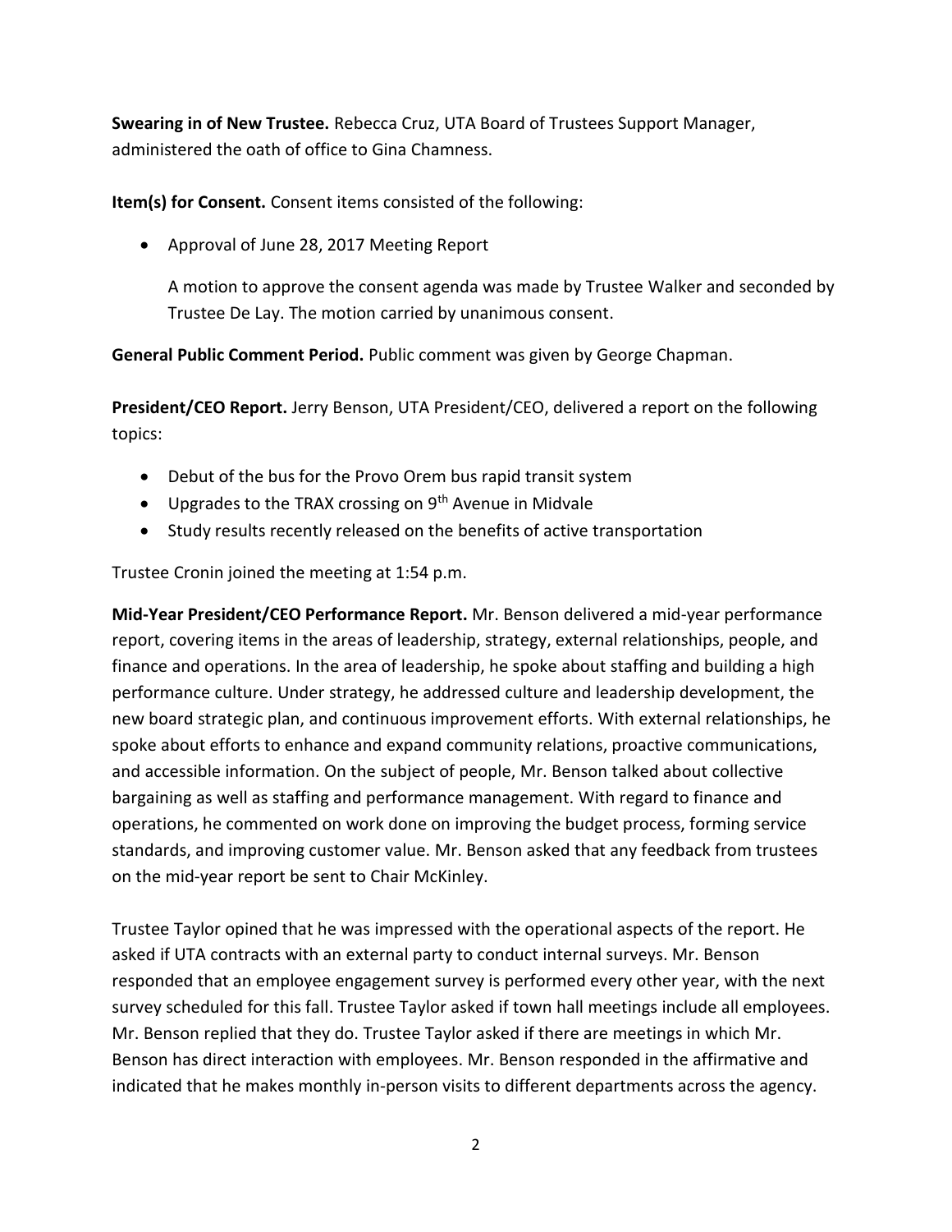**Swearing in of New Trustee.** Rebecca Cruz, UTA Board of Trustees Support Manager, administered the oath of office to Gina Chamness.

**Item(s) for Consent.** Consent items consisted of the following:

- Approval of June 28, 2017 Meeting Report

  A motion to approve the consent agenda was made by Trustee Walker and seconded by Trustee De Lay. The motion carried by unanimous consent.

**General Public Comment Period.** Public comment was given by George Chapman.

**President/CEO Report.** Jerry Benson, UTA President/CEO, delivered a report on the following topics:

- Debut of the bus for the Provo Orem bus rapid transit system
- Upgrades to the TRAX crossing on 9th Avenue in Midvale
- Study results recently released on the benefits of active transportation

Trustee Cronin joined the meeting at 1:54 p.m.

**Mid-Year President/CEO Performance Report.** Mr. Benson delivered a mid-year performance report, covering items in the areas of leadership, strategy, external relationships, people, and finance and operations. In the area of leadership, he spoke about staffing and building a high performance culture. Under strategy, he addressed culture and leadership development, the new board strategic plan, and continuous improvement efforts. With external relationships, he spoke about efforts to enhance and expand community relations, proactive communications, and accessible information. On the subject of people, Mr. Benson talked about collective bargaining as well as staffing and performance management. With regard to finance and operations, he commented on work done on improving the budget process, forming service standards, and improving customer value. Mr. Benson asked that any feedback from trustees on the mid-year report be sent to Chair McKinley.

Trustee Taylor opined that he was impressed with the operational aspects of the report. He asked if UTA contracts with an external party to conduct internal surveys. Mr. Benson responded that an employee engagement survey is performed every other year, with the next survey scheduled for this fall. Trustee Taylor asked if town hall meetings include all employees. Mr. Benson replied that they do. Trustee Taylor asked if there are meetings in which Mr. Benson has direct interaction with employees. Mr. Benson responded in the affirmative and indicated that he makes monthly in-person visits to different departments across the agency.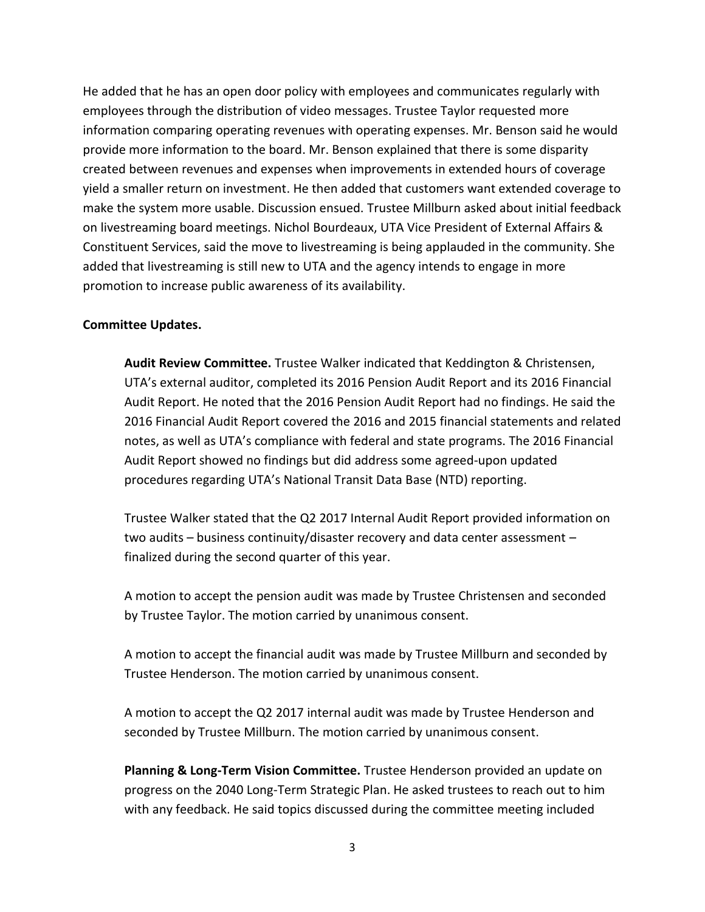He added that he has an open door policy with employees and communicates regularly with employees through the distribution of video messages. Trustee Taylor requested more information comparing operating revenues with operating expenses. Mr. Benson said he would provide more information to the board. Mr. Benson explained that there is some disparity created between revenues and expenses when improvements in extended hours of coverage yield a smaller return on investment. He then added that customers want extended coverage to make the system more usable. Discussion ensued. Trustee Millburn asked about initial feedback on livestreaming board meetings. Nichol Bourdeaux, UTA Vice President of External Affairs & Constituent Services, said the move to livestreaming is being applauded in the community. She added that livestreaming is still new to UTA and the agency intends to engage in more promotion to increase public awareness of its availability.

**Committee Updates.**

**Audit Review Committee.** Trustee Walker indicated that Keddington & Christensen, UTA's external auditor, completed its 2016 Pension Audit Report and its 2016 Financial Audit Report. He noted that the 2016 Pension Audit Report had no findings. He said the 2016 Financial Audit Report covered the 2016 and 2015 financial statements and related notes, as well as UTA's compliance with federal and state programs. The 2016 Financial Audit Report showed no findings but did address some agreed-upon updated procedures regarding UTA's National Transit Data Base (NTD) reporting.

Trustee Walker stated that the Q2 2017 Internal Audit Report provided information on two audits – business continuity/disaster recovery and data center assessment – finalized during the second quarter of this year.

A motion to accept the pension audit was made by Trustee Christensen and seconded by Trustee Taylor. The motion carried by unanimous consent.

A motion to accept the financial audit was made by Trustee Millburn and seconded by Trustee Henderson. The motion carried by unanimous consent.

A motion to accept the Q2 2017 internal audit was made by Trustee Henderson and seconded by Trustee Millburn. The motion carried by unanimous consent.

**Planning & Long-Term Vision Committee.** Trustee Henderson provided an update on progress on the 2040 Long-Term Strategic Plan. He asked trustees to reach out to him with any feedback. He said topics discussed during the committee meeting included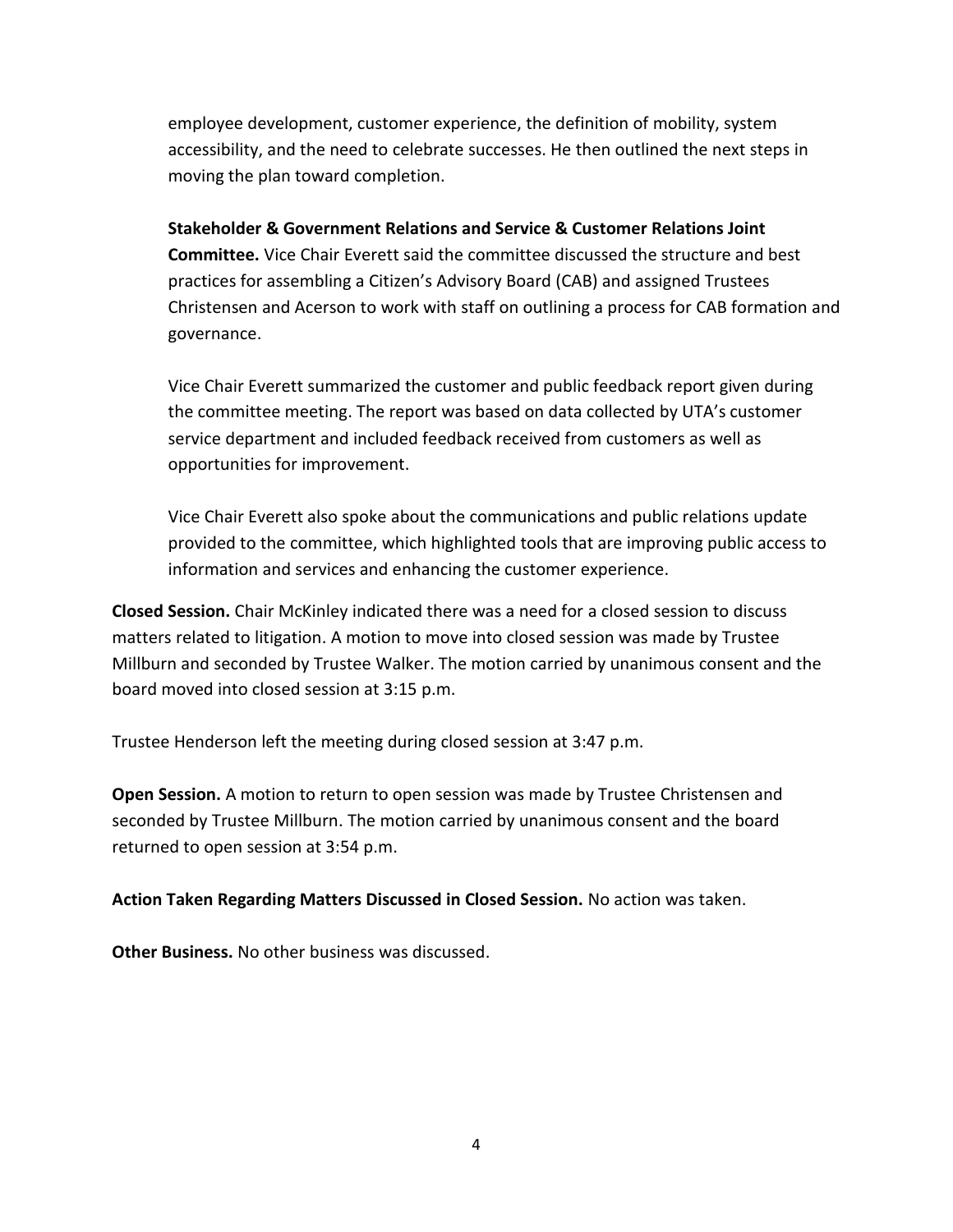employee development, customer experience, the definition of mobility, system accessibility, and the need to celebrate successes. He then outlined the next steps in moving the plan toward completion.

**Stakeholder & Government Relations and Service & Customer Relations Joint Committee.** Vice Chair Everett said the committee discussed the structure and best practices for assembling a Citizen's Advisory Board (CAB) and assigned Trustees Christensen and Acerson to work with staff on outlining a process for CAB formation and governance.

Vice Chair Everett summarized the customer and public feedback report given during the committee meeting. The report was based on data collected by UTA's customer service department and included feedback received from customers as well as opportunities for improvement.

Vice Chair Everett also spoke about the communications and public relations update provided to the committee, which highlighted tools that are improving public access to information and services and enhancing the customer experience.

**Closed Session.** Chair McKinley indicated there was a need for a closed session to discuss matters related to litigation. A motion to move into closed session was made by Trustee Millburn and seconded by Trustee Walker. The motion carried by unanimous consent and the board moved into closed session at 3:15 p.m.

Trustee Henderson left the meeting during closed session at 3:47 p.m.

**Open Session.** A motion to return to open session was made by Trustee Christensen and seconded by Trustee Millburn. The motion carried by unanimous consent and the board returned to open session at 3:54 p.m.

**Action Taken Regarding Matters Discussed in Closed Session.** No action was taken.

**Other Business.** No other business was discussed.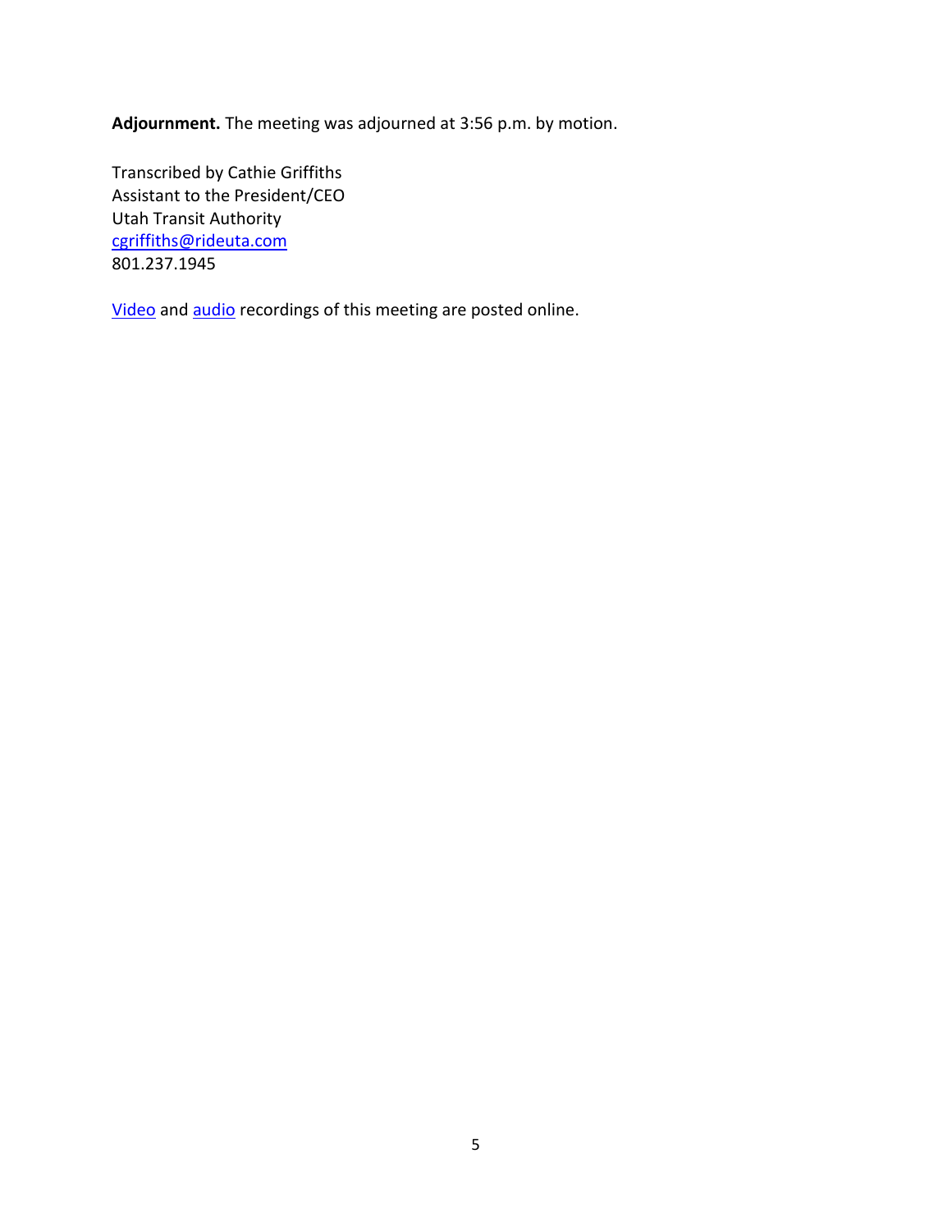**Adjournment.** The meeting was adjourned at 3:56 p.m. by motion.

Transcribed by Cathie Griffiths
Assistant to the President/CEO
Utah Transit Authority
cgriffiths@rideuta.com
801.237.1945

Video and audio recordings of this meeting are posted online.